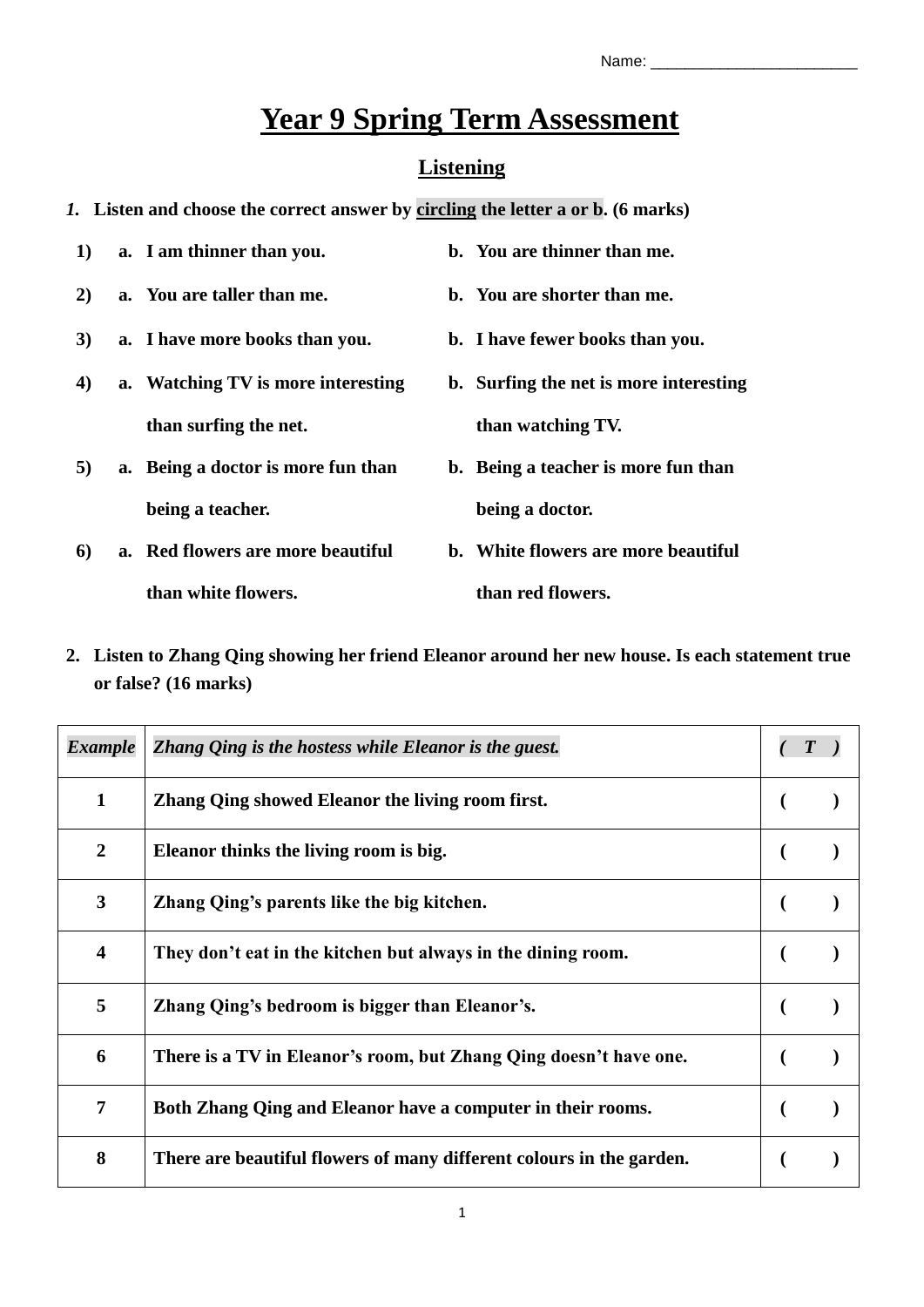Name: ________________________

# Year 9 Spring Term Assessment

## Listening

1. **Listen and choose the correct answer by circling the letter a or b. (6 marks)**

| | a. | b. |
|---|---|---|
| 1) | **a.** I am thinner than you. | **b.** You are thinner than me. |
| 2) | **a.** You are taller than me. | **b.** You are shorter than me. |
| 3) | **a.** I have more books than you. | **b.** I have fewer books than you. |
| 4) | **a.** Watching TV is more interesting than surfing the net. | **b.** Surfing the net is more interesting than watching TV. |
| 5) | **a.** Being a doctor is more fun than being a teacher. | **b.** Being a teacher is more fun than being a doctor. |
| 6) | **a.** Red flowers are more beautiful than white flowers. | **b.** White flowers are more beautiful than red flowers. |

2. **Listen to Zhang Qing showing her friend Eleanor around her new house. Is each statement true or false? (16 marks)**

| *Example* | *Zhang Qing is the hostess while Eleanor is the guest.* | *( T )* |
|---|---|---|
| 1 | Zhang Qing showed Eleanor the living room first. | (   ) |
| 2 | Eleanor thinks the living room is big. | (   ) |
| 3 | Zhang Qing's parents like the big kitchen. | (   ) |
| 4 | They don't eat in the kitchen but always in the dining room. | (   ) |
| 5 | Zhang Qing's bedroom is bigger than Eleanor's. | (   ) |
| 6 | There is a TV in Eleanor's room, but Zhang Qing doesn't have one. | (   ) |
| 7 | Both Zhang Qing and Eleanor have a computer in their rooms. | (   ) |
| 8 | There are beautiful flowers of many different colours in the garden. | (   ) |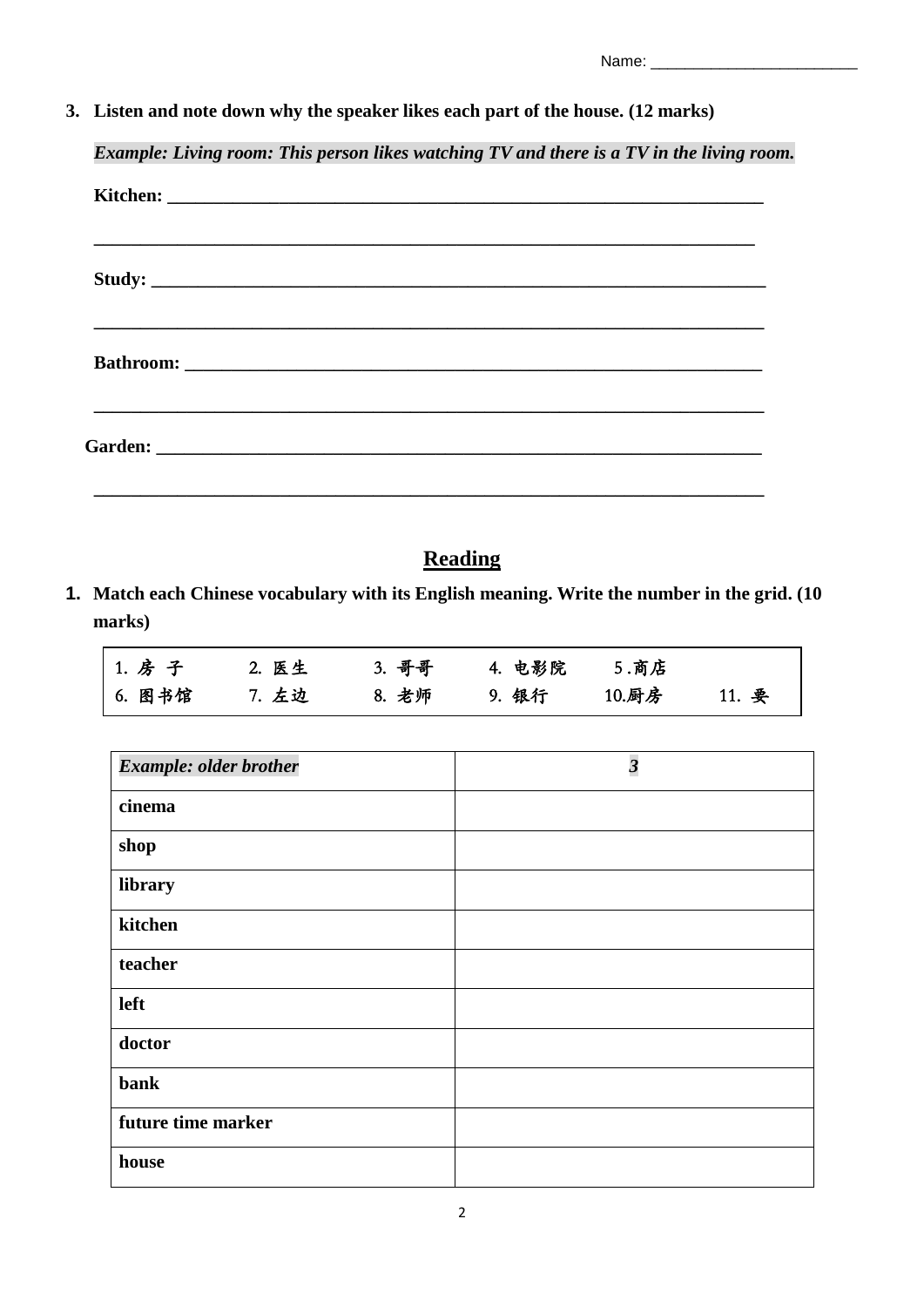Name: ________________________

**3. Listen and note down why the speaker likes each part of the house. (12 marks)**

***Example: Living room: This person likes watching TV and there is a TV in the living room.***

**Kitchen: ________________________________________________________________**

**________________________________________________________________________**

**Study: __________________________________________________________________**

**________________________________________________________________________**

**Bathroom: _______________________________________________________________**

**________________________________________________________________________**

**Garden: _________________________________________________________________**

**________________________________________________________________________**

## Reading

**1. Match each Chinese vocabulary with its English meaning. Write the number in the grid. (10 marks)**

| | | | | | |
|---|---|---|---|---|---|
| 1. 房 子 | 2. 医生 | 3. 哥哥 | 4. 电影院 | 5 .商店 | |
| 6. 图书馆 | 7. 左边 | 8. 老师 | 9. 银行 | 10.厨房 | 11. 要 |

| ***Example: older brother*** | ***3*** |
|---|---|
| **cinema** | |
| **shop** | |
| **library** | |
| **kitchen** | |
| **teacher** | |
| **left** | |
| **doctor** | |
| **bank** | |
| **future time marker** | |
| **house** | |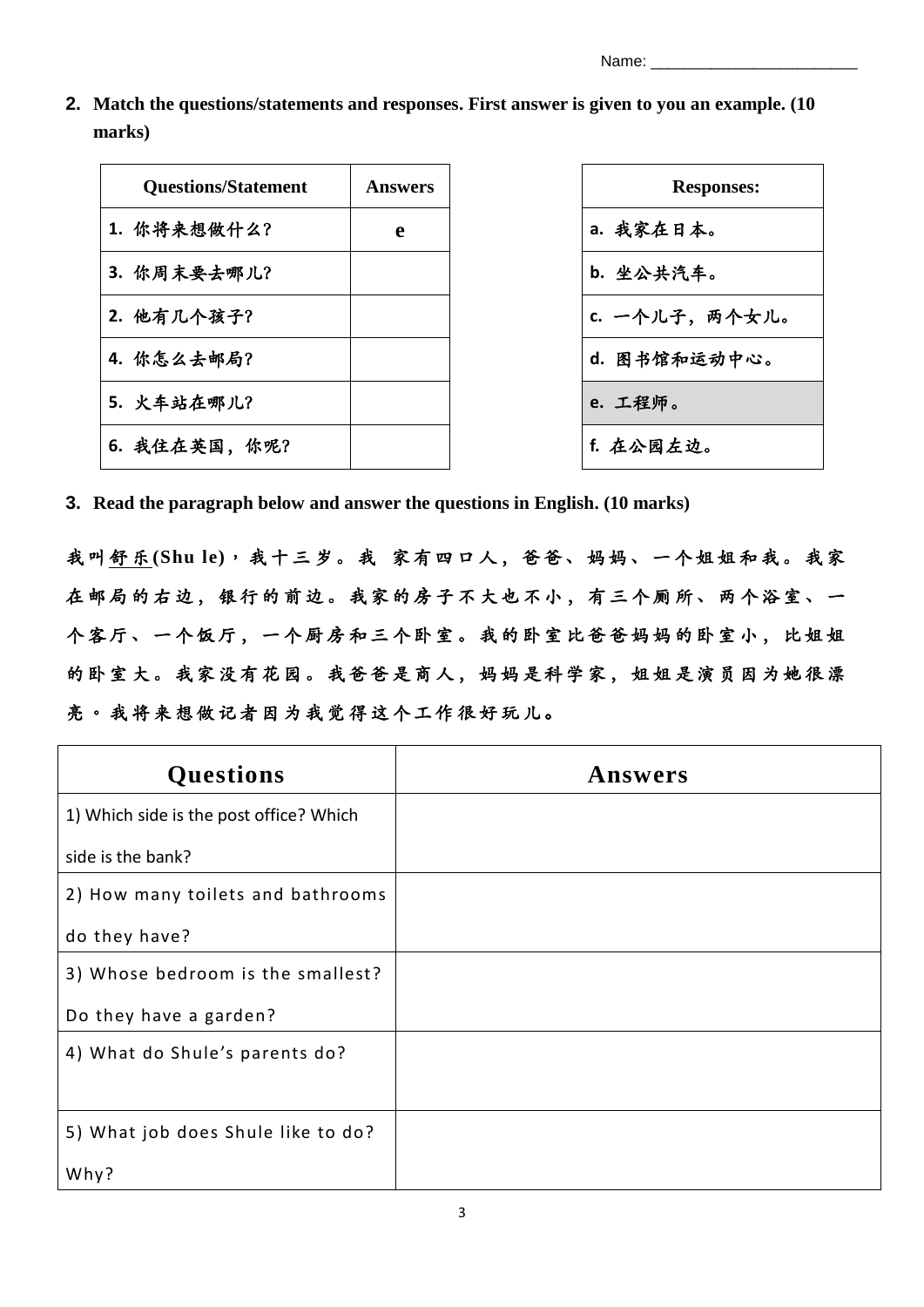Name: ________________________

**2. Match the questions/statements and responses. First answer is given to you an example. (10 marks)**

| Questions/Statement | Answers |
|---|---|
| 1. 你将来想做什么? | e |
| 3. 你周末要去哪儿? | |
| 2. 他有几个孩子? | |
| 4. 你怎么去邮局? | |
| 5. 火车站在哪儿? | |
| 6. 我住在英国，你呢? | |

| Responses: |
|---|
| a. 我家在日本。 |
| b. 坐公共汽车。 |
| c. 一个儿子，两个女儿。 |
| d. 图书馆和运动中心。 |
| e. 工程师。 |
| f. 在公园左边。 |

**3. Read the paragraph below and answer the questions in English. (10 marks)**

我叫舒乐(Shu le)，我十三岁。我 家有四口人，爸爸、妈妈、一个姐姐和我。我家在邮局的右边，银行的前边。我家的房子不大也不小，有三个厕所、两个浴室、一个客厅、一个饭厅，一个厨房和三个卧室。我的卧室比爸爸妈妈的卧室小，比姐姐的卧室大。我家没有花园。我爸爸是商人，妈妈是科学家，姐姐是演员因为她很漂亮。我将来想做记者因为我觉得这个工作很好玩儿。

| Questions | Answers |
|---|---|
| 1) Which side is the post office? Which side is the bank? | |
| 2) How many toilets and bathrooms do they have? | |
| 3) Whose bedroom is the smallest? Do they have a garden? | |
| 4) What do Shule's parents do? | |
| 5) What job does Shule like to do? Why? | |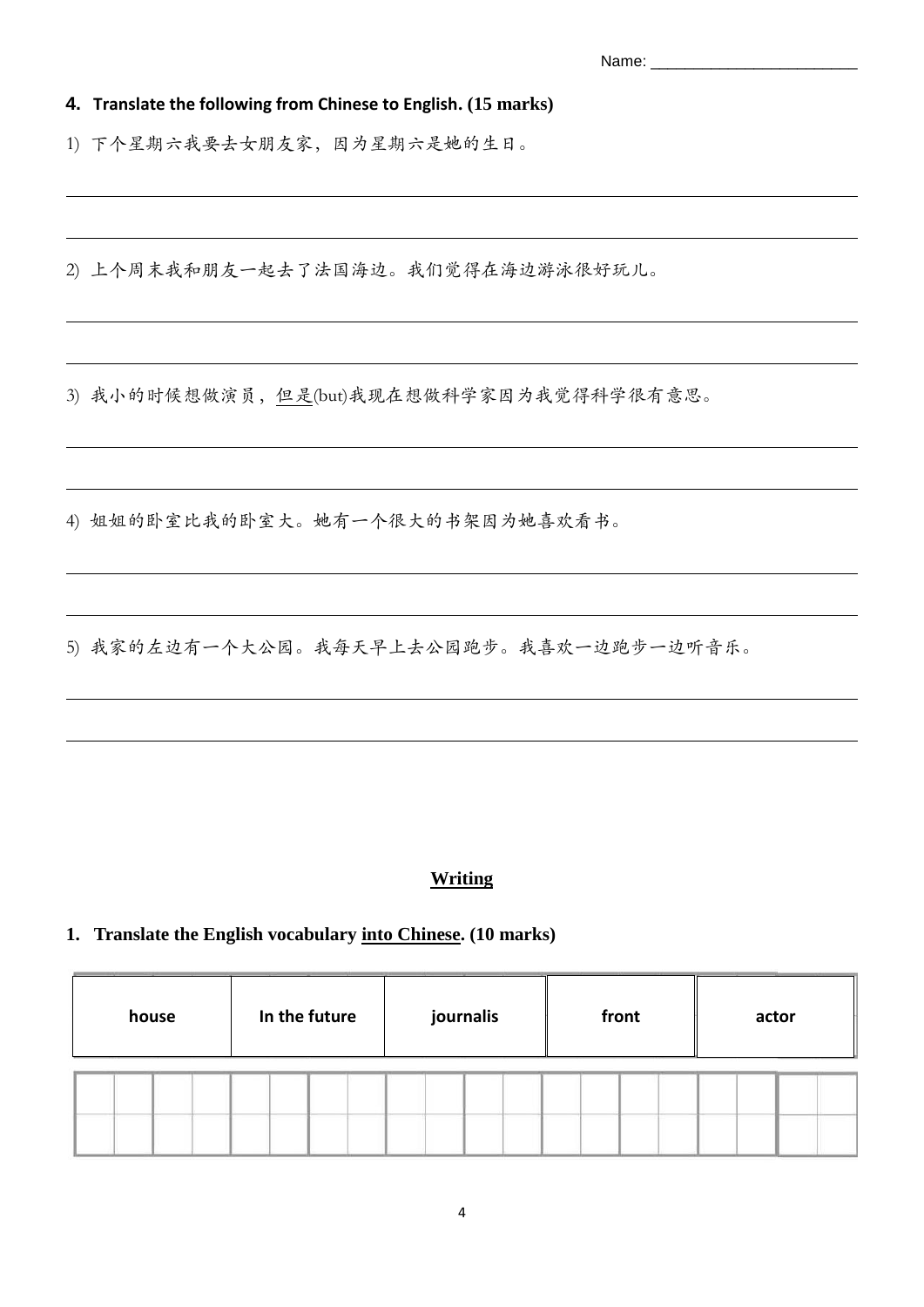Name: ________________________

**4. Translate the following from Chinese to English. (15 marks)**

1) 下个星期六我要去女朋友家，因为星期六是她的生日。

_______________________________________________

_______________________________________________

2) 上个周末我和朋友一起去了法国海边。我们觉得在海边游泳很好玩儿。

_______________________________________________

_______________________________________________

3) 我小的时候想做演员，但是(but)我现在想做科学家因为我觉得科学很有意思。

_______________________________________________

_______________________________________________

4) 姐姐的卧室比我的卧室大。她有一个很大的书架因为她喜欢看书。

_______________________________________________

_______________________________________________

5) 我家的左边有一个大公园。我每天早上去公园跑步。我喜欢一边跑步一边听音乐。

_______________________________________________

_______________________________________________

## Writing

**1. Translate the English vocabulary into Chinese. (10 marks)**

| house | In the future | journalis | front | actor |
|---|---|---|---|---|
| | | | | |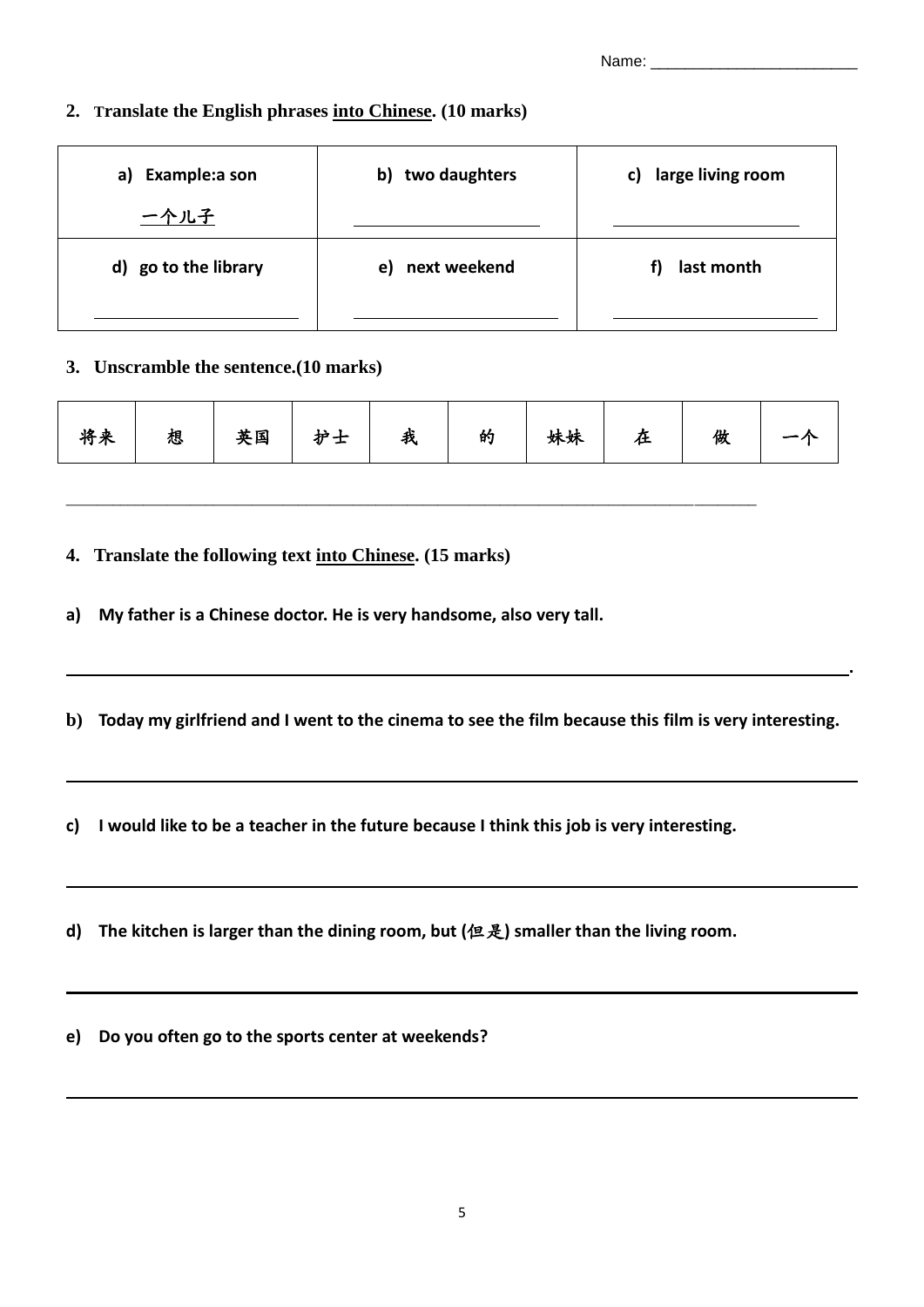Name: ________________________

**2. Translate the English phrases into Chinese. (10 marks)**

| | | |
|---|---|---|
| a) Example:a son<br>一个儿子 | b) two daughters<br>____________________ | c) large living room<br>____________________ |
| d) go to the library<br>____________________ | e) next weekend<br>____________________ | f) last month<br>____________________ |

**3. Unscramble the sentence.(10 marks)**

| | | | | | | | | | |
|---|---|---|---|---|---|---|---|---|---|
| 将来 | 想 | 英国 | 护士 | 我 | 的 | 妹妹 | 在 | 做 | 一个 |

________________________________________________________________________________

**4. Translate the following text into Chinese. (15 marks)**

**a) My father is a Chinese doctor. He is very handsome, also very tall.**

________________________________________________________________________________.

**b) Today my girlfriend and I went to the cinema to see the film because this film is very interesting.**

________________________________________________________________________________

**c) I would like to be a teacher in the future because I think this job is very interesting.**

________________________________________________________________________________

**d) The kitchen is larger than the dining room, but (但是) smaller than the living room.**

________________________________________________________________________________

**e) Do you often go to the sports center at weekends?**

________________________________________________________________________________